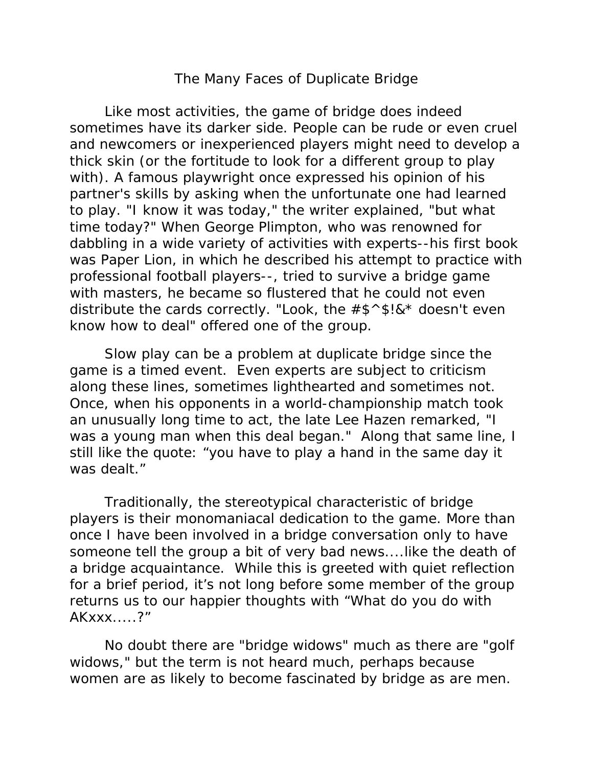# The Many Faces of Duplicate Bridge

Like most activities, the game of bridge does indeed sometimes have its darker side. People can be rude or even cruel and newcomers or inexperienced players might need to develop a thick skin (or the fortitude to look for a different group to play with). A famous playwright once expressed his opinion of his partner's skills by asking when the unfortunate one had learned to play. "I know it was today," the writer explained, "but what time today?" When George Plimpton, who was renowned for dabbling in a wide variety of activities with experts--his first book was Paper Lion, in which he described his attempt to practice with professional football players--, tried to survive a bridge game with masters, he became so flustered that he could not even distribute the cards correctly. "Look, the #$^$!&* doesn't even know how to deal" offered one of the group.

Slow play can be a problem at duplicate bridge since the game is a timed event. Even experts are subject to criticism along these lines, sometimes lighthearted and sometimes not. Once, when his opponents in a world-championship match took an unusually long time to act, the late Lee Hazen remarked, "I was a young man when this deal began." Along that same line, I still like the quote: “you have to play a hand in the same day it was dealt.”

Traditionally, the stereotypical characteristic of bridge players is their monomaniacal dedication to the game. More than once I have been involved in a bridge conversation only to have someone tell the group a bit of very bad news....like the death of a bridge acquaintance. While this is greeted with quiet reflection for a brief period, it’s not long before some member of the group returns us to our happier thoughts with “What do you do with AKxxx.....?”

No doubt there are "bridge widows" much as there are "golf widows," but the term is not heard much, perhaps because women are as likely to become fascinated by bridge as are men.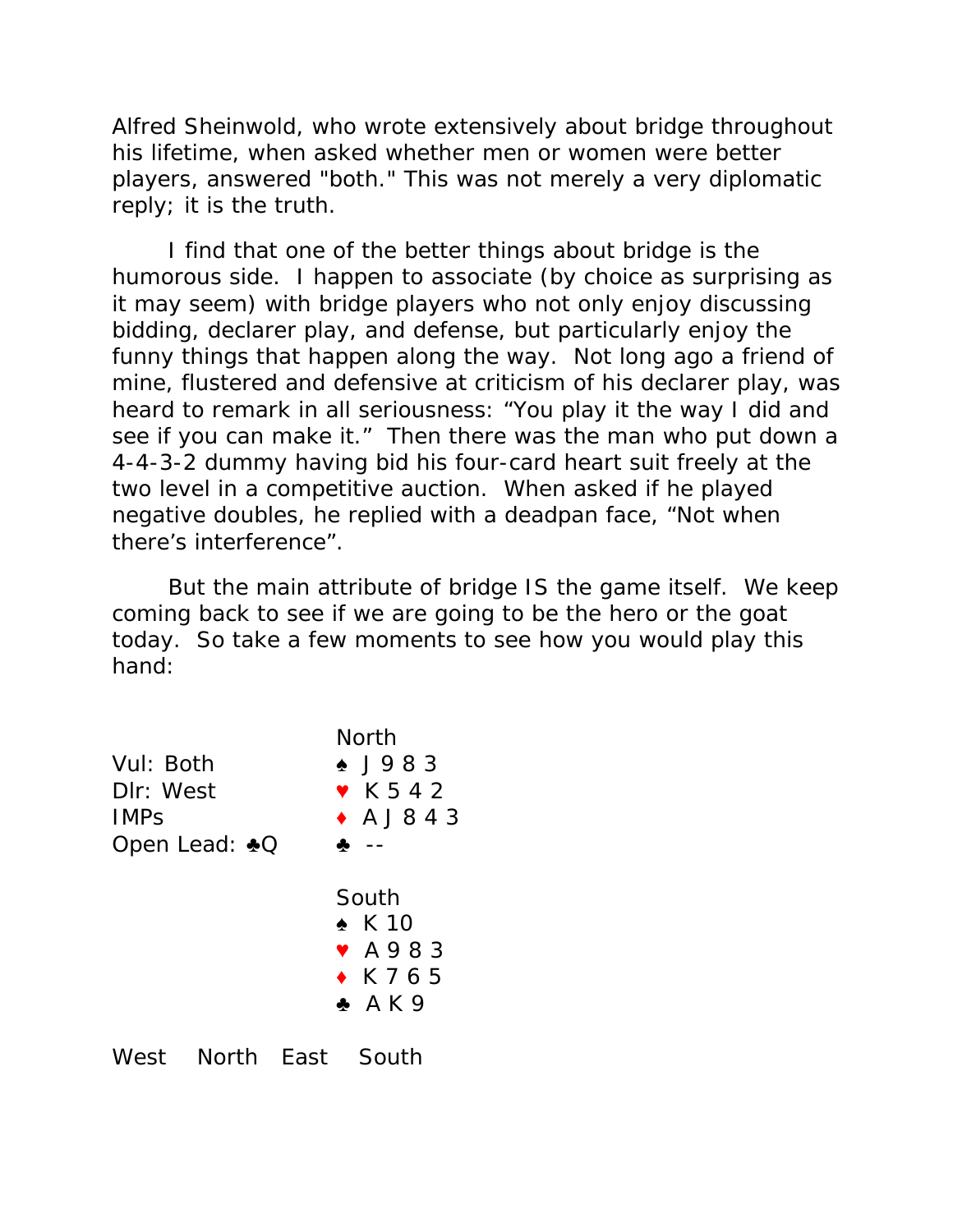Alfred Sheinwold, who wrote extensively about bridge throughout his lifetime, when asked whether men or women were better players, answered "both." This was not merely a very diplomatic reply; it is the truth.

I find that one of the better things about bridge is the humorous side. I happen to associate (by choice as surprising as it may seem) with bridge players who not only enjoy discussing bidding, declarer play, and defense, but particularly enjoy the funny things that happen along the way. Not long ago a friend of mine, flustered and defensive at criticism of his declarer play, was heard to remark in all seriousness: "You play it the way I did and see if you can make it." Then there was the man who put down a 4-4-3-2 dummy having bid his four-card heart suit freely at the two level in a competitive auction. When asked if he played negative doubles, he replied with a deadpan face, "Not when there's interference".

But the main attribute of bridge IS the game itself. We keep coming back to see if we are going to be the hero or the goat today. So take a few moments to see how you would play this hand:

| | |
|---|---|
| | North |
| Vul: Both | ♠ J 9 8 3 |
| Dlr: West | ♥ K 5 4 2 |
| IMPs | ♦ A J 8 4 3 |
| Open Lead: ♣Q | ♣ -- |
| | |
| | South |
| | ♠ K 10 |
| | ♥ A 9 8 3 |
| | ♦ K 7 6 5 |
| | ♣ A K 9 |

West North East South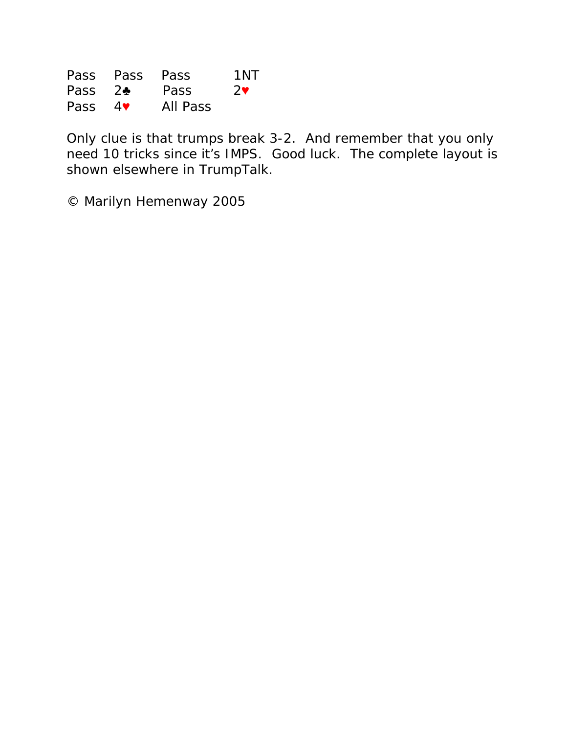| | | | |
|---|---|---|---|
| Pass | Pass | Pass | 1NT |
| Pass | 2♣ | Pass | 2♥ |
| Pass | 4♥ | All Pass | |

Only clue is that trumps break 3-2. And remember that you only need 10 tricks since it's IMPS. Good luck. The complete layout is shown elsewhere in TrumpTalk.

© Marilyn Hemenway 2005